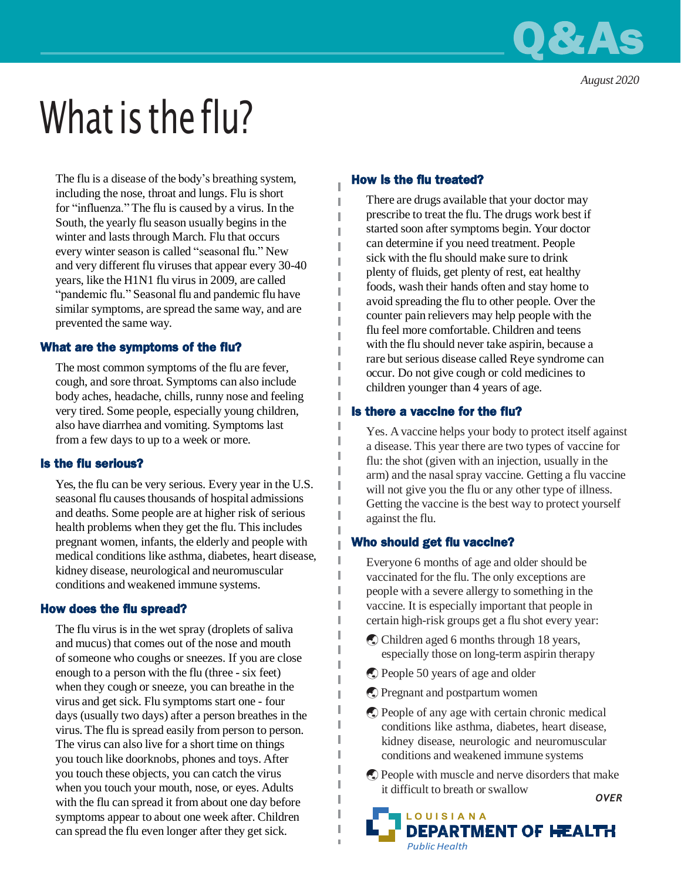August 2020

# What is the flu?

The flu is a disease of the body's breathing system, including the nose, throat and lungs. Flu is short for "influenza." The flu is caused by a virus. In the South, the yearly flu season usually begins in the winter and lasts through March. Flu that occurs every winter season is called "seasonal flu." New and very different flu viruses that appear every 30-40 years, like the H1N1 flu virus in 2009, are called "pandemic flu." Seasonal flu and pandemic flu have similar symptoms, are spread the same way, and are prevented the same way.

## What are the symptoms of the flu?

The most common symptoms of the flu are fever, cough, and sore throat. Symptoms can also include body aches, headache, chills, runny nose and feeling very tired. Some people, especially young children, also have diarrhea and vomiting. Symptoms last from a few days to up to a week or more.

## Is the flu serious?

Yes, the flu can be very serious. Every year in the U.S. seasonal flu causes thousands of hospital admissions and deaths. Some people are at higher risk of serious health problems when they get the flu. This includes pregnant women, infants, the elderly and people with medical conditions like asthma, diabetes, heart disease, kidney disease, neurological and neuromuscular conditions and weakened immune systems.

## How does the flu spread?

The flu virus is in the wet spray (droplets of saliva and mucus) that comes out of the nose and mouth of someone who coughs or sneezes. If you are close enough to a person with the flu (three - six feet) when they cough or sneeze, you can breathe in the virus and get sick. Flu symptoms start one - four days (usually two days) after a person breathes in the virus. The flu is spread easily from person to person. The virus can also live for a short time on things you touch like doorknobs, phones and toys. After you touch these objects, you can catch the virus when you touch your mouth, nose, or eyes. Adults with the flu can spread it from about one day before symptoms appear to about one week after. Children can spread the flu even longer after they get sick.

## How is the flu treated?

There are drugs available that your doctor may prescribe to treat the flu. The drugs work best if started soon after symptoms begin. Your doctor can determine if you need treatment. People sick with the flu should make sure to drink plenty of fluids, get plenty of rest, eat healthy foods, wash their hands often and stay home to avoid spreading the flu to other people. Over the counter pain relievers may help people with the flu feel more comfortable. Children and teens with the flu should never take aspirin, because a rare but serious disease called Reye syndrome can occur. Do not give cough or cold medicines to children younger than 4 years of age.

## Is there a vaccine for the flu?

Yes. A vaccine helps your body to protect itself against a disease. This year there are two types of vaccine for flu: the shot (given with an injection, usually in the arm) and the nasal spray vaccine. Getting a flu vaccine will not give you the flu or any other type of illness. Getting the vaccine is the best way to protect yourself against the flu.

## Who should get flu vaccine?

Everyone 6 months of age and older should be vaccinated for the flu. The only exceptions are people with a severe allergy to something in the vaccine. It is especially important that people in certain high-risk groups get a flu shot every year:

- Children aged 6 months through 18 years, especially those on long-term aspirin therapy
- People 50 years of age and older
- Pregnant and postpartum women
- People of any age with certain chronic medical conditions like asthma, diabetes, heart disease, kidney disease, neurologic and neuromuscular conditions and weakened immune systems
- People with muscle and nerve disorders that make it difficult to breath or swallow

**OVER**

LOUISIANA DEPARTMENT OF HEALTH
Public Health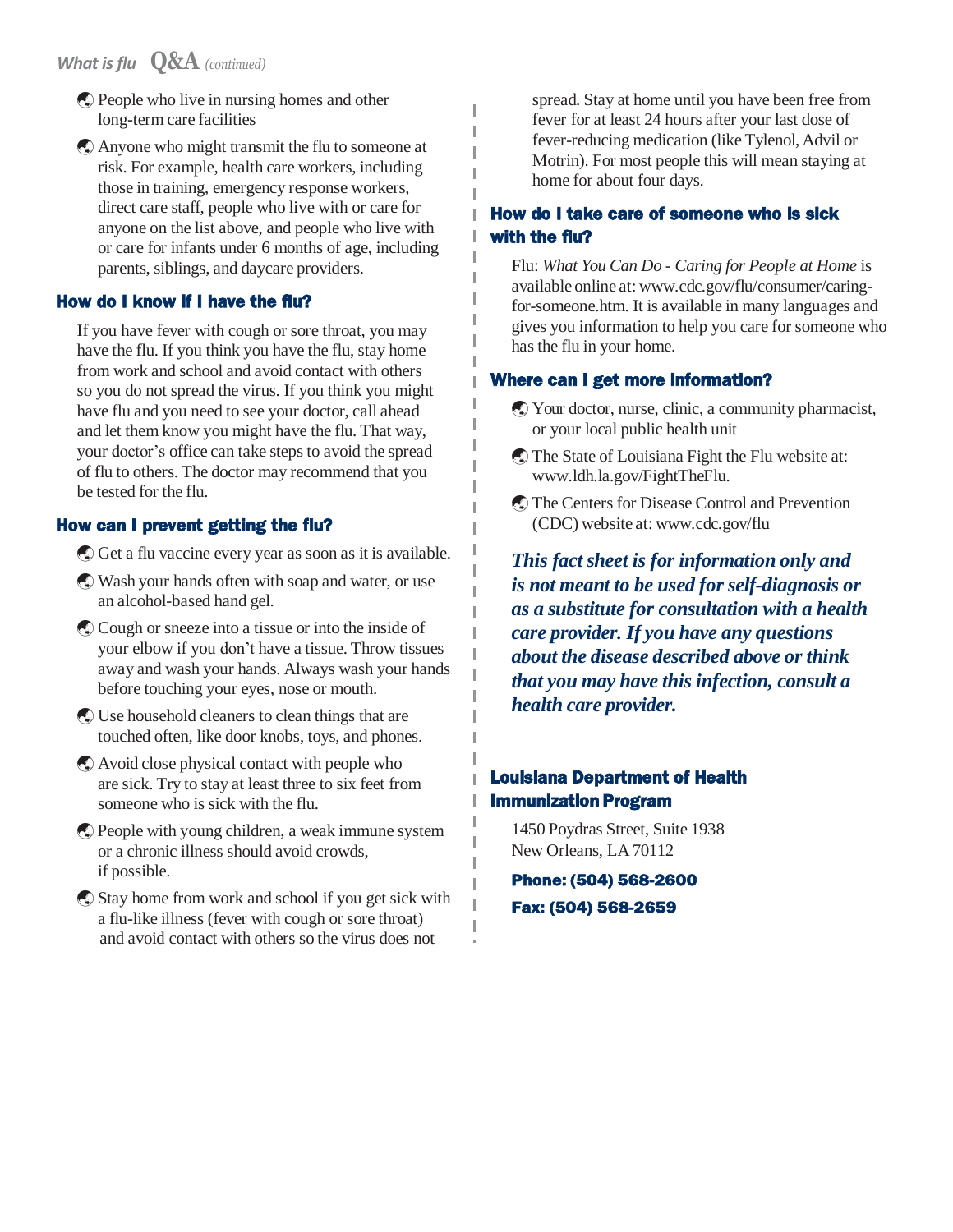- People who live in nursing homes and other long-term care facilities
- Anyone who might transmit the flu to someone at risk. For example, health care workers, including those in training, emergency response workers, direct care staff, people who live with or care for anyone on the list above, and people who live with or care for infants under 6 months of age, including parents, siblings, and daycare providers.

## How do I know if I have the flu?

If you have fever with cough or sore throat, you may have the flu. If you think you have the flu, stay home from work and school and avoid contact with others so you do not spread the virus. If you think you might have flu and you need to see your doctor, call ahead and let them know you might have the flu. That way, your doctor's office can take steps to avoid the spread of flu to others. The doctor may recommend that you be tested for the flu.

## How can I prevent getting the flu?

- Get a flu vaccine every year as soon as it is available.
- Wash your hands often with soap and water, or use an alcohol-based hand gel.
- Cough or sneeze into a tissue or into the inside of your elbow if you don't have a tissue. Throw tissues away and wash your hands. Always wash your hands before touching your eyes, nose or mouth.
- Use household cleaners to clean things that are touched often, like door knobs, toys, and phones.
- Avoid close physical contact with people who are sick. Try to stay at least three to six feet from someone who is sick with the flu.
- People with young children, a weak immune system or a chronic illness should avoid crowds, if possible.
- Stay home from work and school if you get sick with a flu-like illness (fever with cough or sore throat) and avoid contact with others so the virus does not spread. Stay at home until you have been free from fever for at least 24 hours after your last dose of fever-reducing medication (like Tylenol, Advil or Motrin). For most people this will mean staying at home for about four days.

## How do I take care of someone who is sick with the flu?

Flu: *What You Can Do - Caring for People at Home* is available online at: www.cdc.gov/flu/consumer/caring-for-someone.htm. It is available in many languages and gives you information to help you care for someone who has the flu in your home.

## Where can I get more information?

- Your doctor, nurse, clinic, a community pharmacist, or your local public health unit
- The State of Louisiana Fight the Flu website at: www.ldh.la.gov/FightTheFlu.
- The Centers for Disease Control and Prevention (CDC) website at: www.cdc.gov/flu

***This fact sheet is for information only and is not meant to be used for self-diagnosis or as a substitute for consultation with a health care provider. If you have any questions about the disease described above or think that you may have this infection, consult a health care provider.***

## Louisiana Department of Health Immunization Program

1450 Poydras Street, Suite 1938
New Orleans, LA 70112

**Phone: (504) 568-2600**

**Fax: (504) 568-2659**